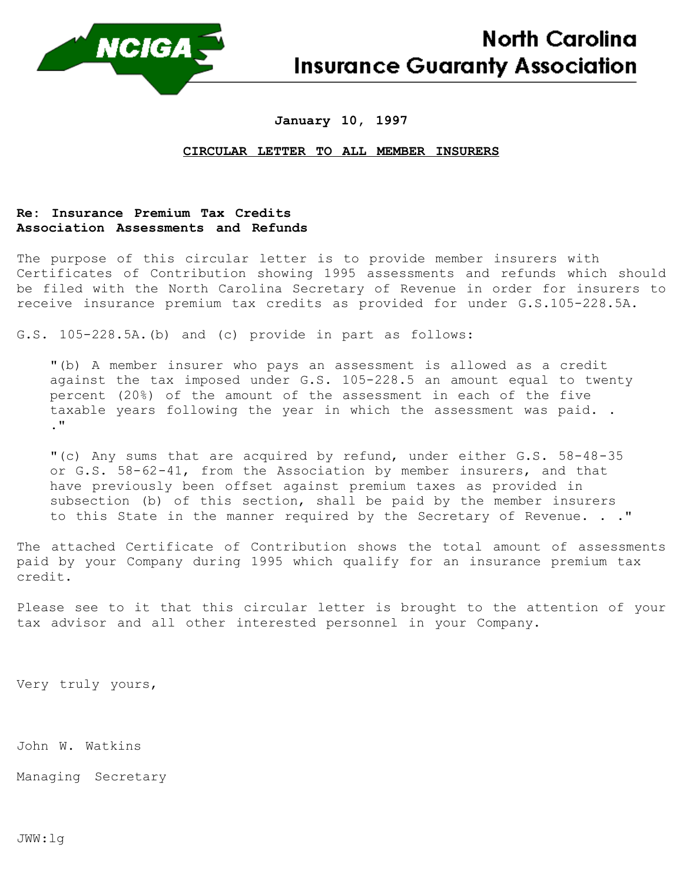# North Carolina Insurance Guaranty Association

**January 10, 1997**

**CIRCULAR LETTER TO ALL MEMBER INSURERS**

**Re: Insurance Premium Tax Credits**
**Association Assessments and Refunds**

The purpose of this circular letter is to provide member insurers with Certificates of Contribution showing 1995 assessments and refunds which should be filed with the North Carolina Secretary of Revenue in order for insurers to receive insurance premium tax credits as provided for under G.S.105-228.5A.

G.S. 105-228.5A.(b) and (c) provide in part as follows:

> "(b) A member insurer who pays an assessment is allowed as a credit against the tax imposed under G.S. 105-228.5 an amount equal to twenty percent (20%) of the amount of the assessment in each of the five taxable years following the year in which the assessment was paid. . ."

> "(c) Any sums that are acquired by refund, under either G.S. 58-48-35 or G.S. 58-62-41, from the Association by member insurers, and that have previously been offset against premium taxes as provided in subsection (b) of this section, shall be paid by the member insurers to this State in the manner required by the Secretary of Revenue. . ."

The attached Certificate of Contribution shows the total amount of assessments paid by your Company during 1995 which qualify for an insurance premium tax credit.

Please see to it that this circular letter is brought to the attention of your tax advisor and all other interested personnel in your Company.

Very truly yours,

John W. Watkins

Managing Secretary

JWW:lg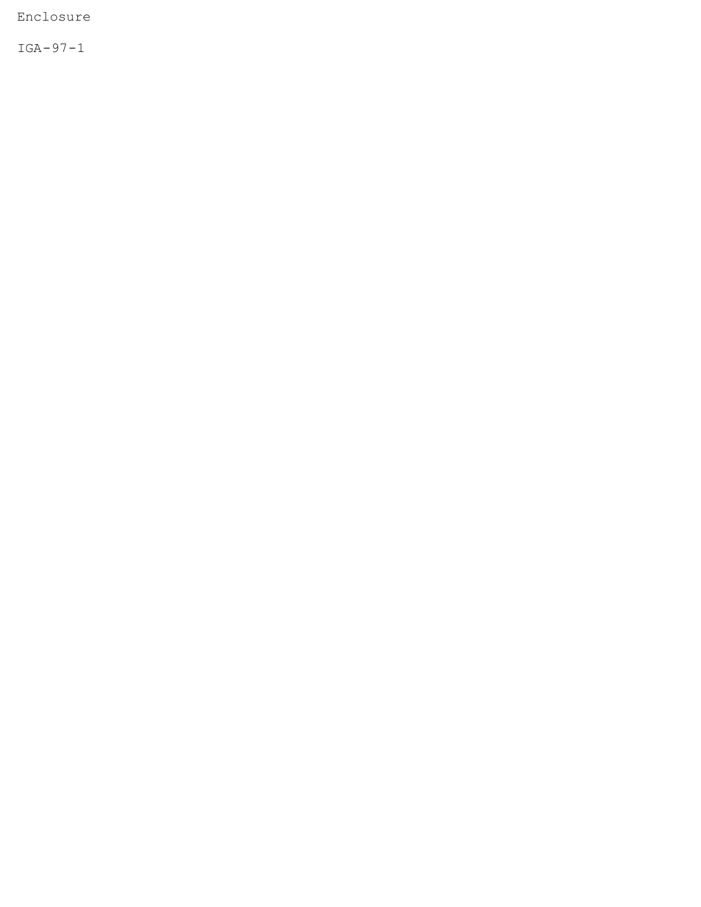Enclosure

IGA-97-1